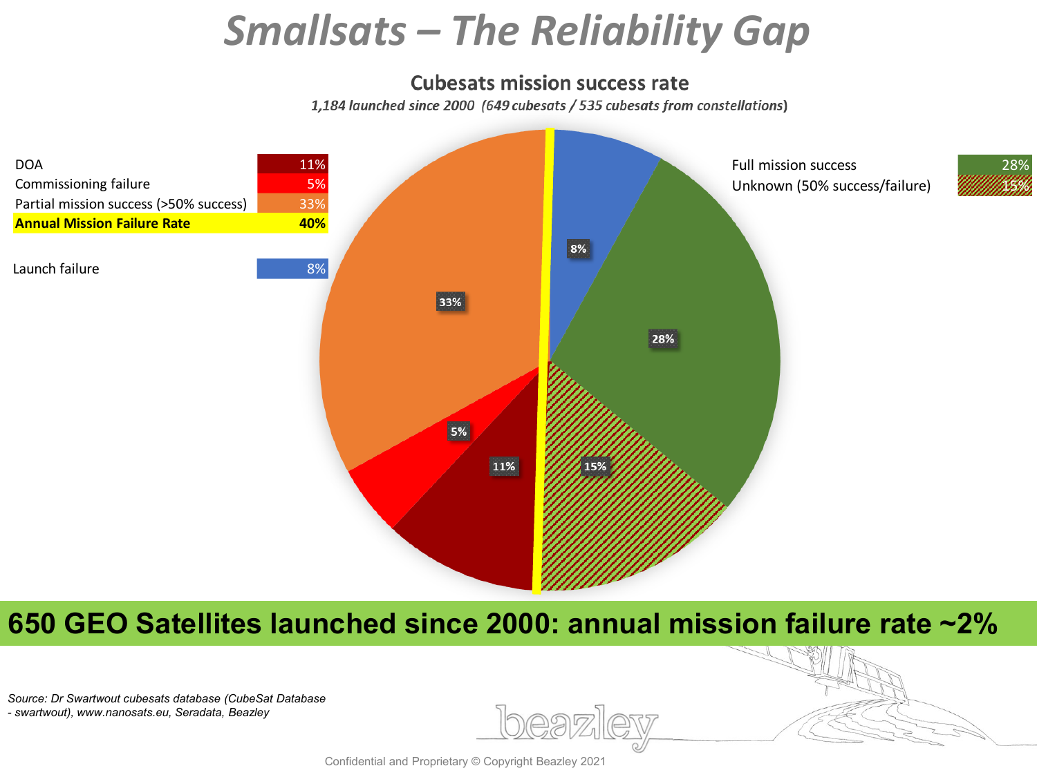# Smallsats – The Reliability Gap

## Cubesats mission success rate

*1,184 launched since 2000 (649 cubesats / 535 cubesats from constellations)*

| Category | Rate |
|---|---|
| DOA | 11% |
| Commissioning failure | 5% |
| Partial mission success (>50% success) | 33% |
| **Annual Mission Failure Rate** | **40%** |
| Launch failure | 8% |

| Category | Rate |
|---|---|
| Full mission success | 28% |
| Unknown (50% success/failure) | 15% |

8%

28%

15%

11%

5%

33%

**650 GEO Satellites launched since 2000: annual mission failure rate ~2%**

*Source: Dr Swartwout cubesats database (CubeSat Database - swartwout), www.nanosats.eu, Seradata, Beazley*

beazley

Confidential and Proprietary © Copyright Beazley 2021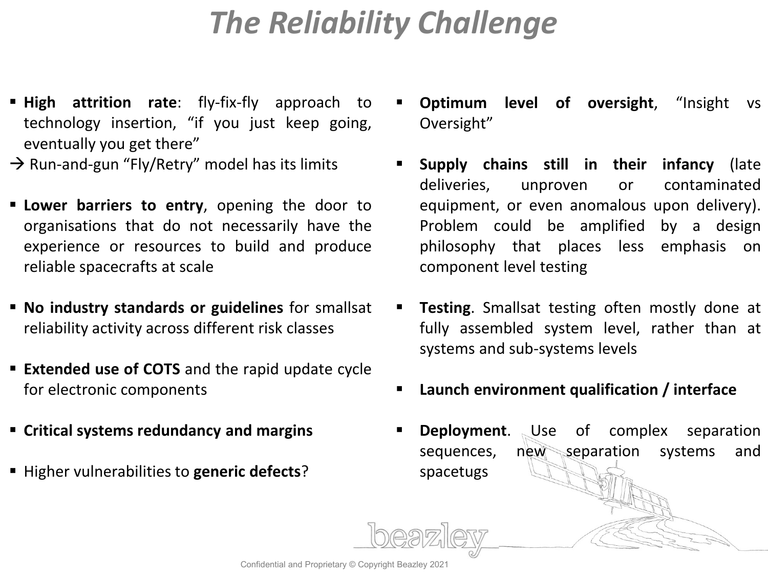# The Reliability Challenge

- **High attrition rate**: fly-fix-fly approach to technology insertion, "if you just keep going, eventually you get there"

→ Run-and-gun "Fly/Retry" model has its limits

- **Lower barriers to entry**, opening the door to organisations that do not necessarily have the experience or resources to build and produce reliable spacecrafts at scale
- **No industry standards or guidelines** for smallsat reliability activity across different risk classes
- **Extended use of COTS** and the rapid update cycle for electronic components
- **Critical systems redundancy and margins**
- Higher vulnerabilities to **generic defects**?
- **Optimum level of oversight**, "Insight vs Oversight"
- **Supply chains still in their infancy** (late deliveries, unproven or contaminated equipment, or even anomalous upon delivery). Problem could be amplified by a design philosophy that places less emphasis on component level testing
- **Testing**. Smallsat testing often mostly done at fully assembled system level, rather than at systems and sub-systems levels
- **Launch environment qualification / interface**
- **Deployment**. Use of complex separation sequences, new separation systems and spacetugs

Confidential and Proprietary © Copyright Beazley 2021